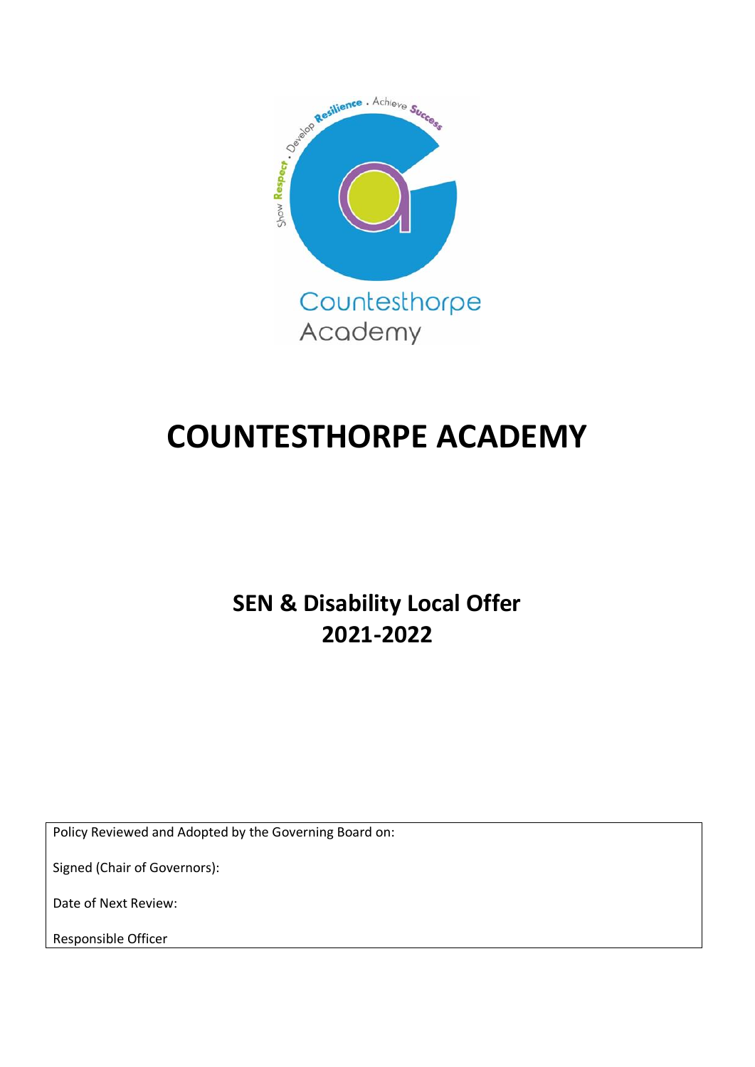# COUNTESTHORPE ACADEMY

## SEN & Disability Local Offer 2021-2022

| Policy Reviewed and Adopted by the Governing Board on: |
|---|
| Signed (Chair of Governors): |
| Date of Next Review: |
| Responsible Officer |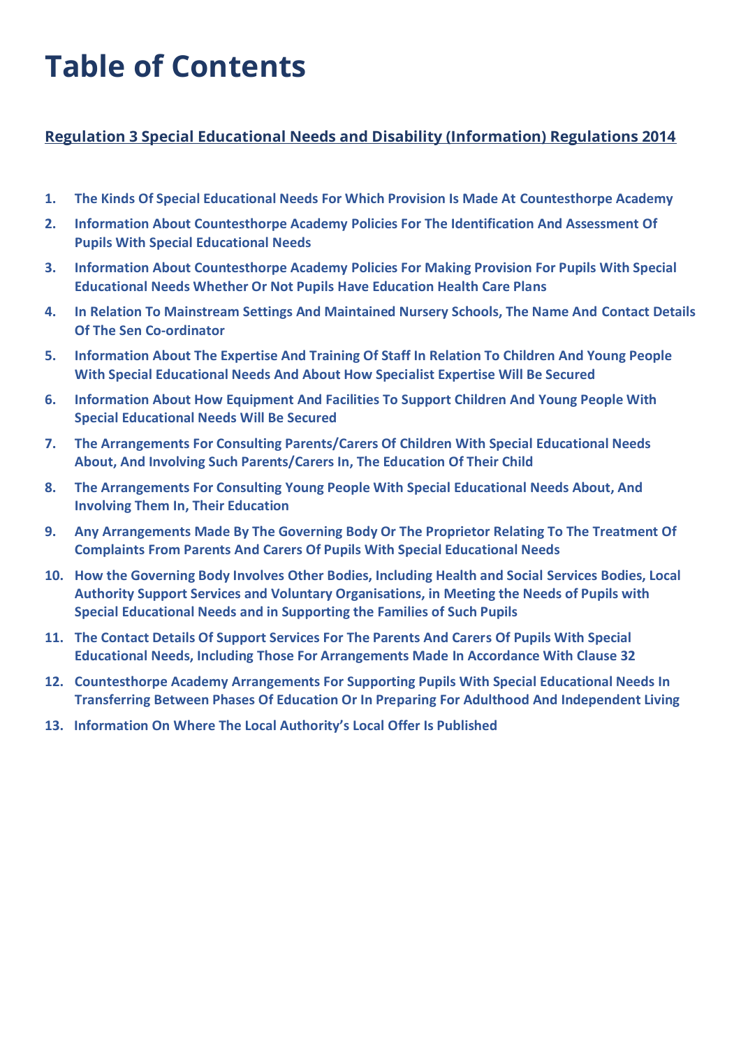# Table of Contents

**Regulation 3 Special Educational Needs and Disability (Information) Regulations 2014**

1. **The Kinds Of Special Educational Needs For Which Provision Is Made At Countesthorpe Academy**
2. **Information About Countesthorpe Academy Policies For The Identification And Assessment Of Pupils With Special Educational Needs**
3. **Information About Countesthorpe Academy Policies For Making Provision For Pupils With Special Educational Needs Whether Or Not Pupils Have Education Health Care Plans**
4. **In Relation To Mainstream Settings And Maintained Nursery Schools, The Name And Contact Details Of The Sen Co-ordinator**
5. **Information About The Expertise And Training Of Staff In Relation To Children And Young People With Special Educational Needs And About How Specialist Expertise Will Be Secured**
6. **Information About How Equipment And Facilities To Support Children And Young People With Special Educational Needs Will Be Secured**
7. **The Arrangements For Consulting Parents/Carers Of Children With Special Educational Needs About, And Involving Such Parents/Carers In, The Education Of Their Child**
8. **The Arrangements For Consulting Young People With Special Educational Needs About, And Involving Them In, Their Education**
9. **Any Arrangements Made By The Governing Body Or The Proprietor Relating To The Treatment Of Complaints From Parents And Carers Of Pupils With Special Educational Needs**
10. **How the Governing Body Involves Other Bodies, Including Health and Social Services Bodies, Local Authority Support Services and Voluntary Organisations, in Meeting the Needs of Pupils with Special Educational Needs and in Supporting the Families of Such Pupils**
11. **The Contact Details Of Support Services For The Parents And Carers Of Pupils With Special Educational Needs, Including Those For Arrangements Made In Accordance With Clause 32**
12. **Countesthorpe Academy Arrangements For Supporting Pupils With Special Educational Needs In Transferring Between Phases Of Education Or In Preparing For Adulthood And Independent Living**
13. **Information On Where The Local Authority's Local Offer Is Published**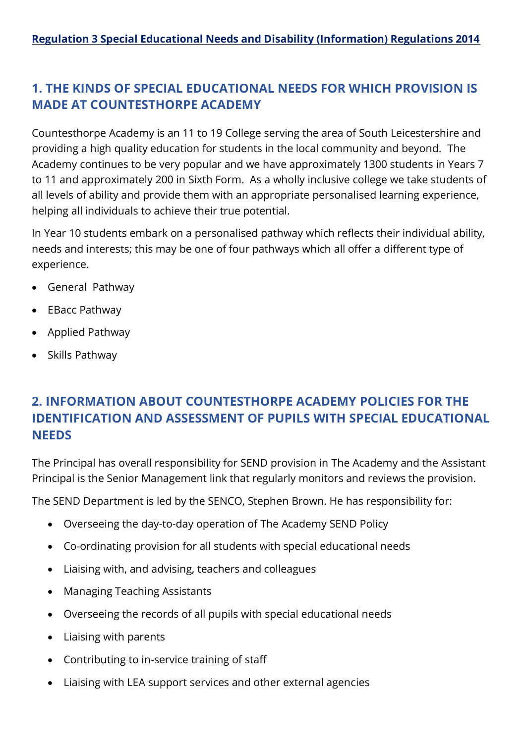**Regulation 3 Special Educational Needs and Disability (Information) Regulations 2014**

## 1. THE KINDS OF SPECIAL EDUCATIONAL NEEDS FOR WHICH PROVISION IS MADE AT COUNTESTHORPE ACADEMY

Countesthorpe Academy is an 11 to 19 College serving the area of South Leicestershire and providing a high quality education for students in the local community and beyond. The Academy continues to be very popular and we have approximately 1300 students in Years 7 to 11 and approximately 200 in Sixth Form. As a wholly inclusive college we take students of all levels of ability and provide them with an appropriate personalised learning experience, helping all individuals to achieve their true potential.

In Year 10 students embark on a personalised pathway which reflects their individual ability, needs and interests; this may be one of four pathways which all offer a different type of experience.

- General Pathway
- EBacc Pathway
- Applied Pathway
- Skills Pathway

## 2. INFORMATION ABOUT COUNTESTHORPE ACADEMY POLICIES FOR THE IDENTIFICATION AND ASSESSMENT OF PUPILS WITH SPECIAL EDUCATIONAL NEEDS

The Principal has overall responsibility for SEND provision in The Academy and the Assistant Principal is the Senior Management link that regularly monitors and reviews the provision.

The SEND Department is led by the SENCO, Stephen Brown. He has responsibility for:

- Overseeing the day-to-day operation of The Academy SEND Policy
- Co-ordinating provision for all students with special educational needs
- Liaising with, and advising, teachers and colleagues
- Managing Teaching Assistants
- Overseeing the records of all pupils with special educational needs
- Liaising with parents
- Contributing to in-service training of staff
- Liaising with LEA support services and other external agencies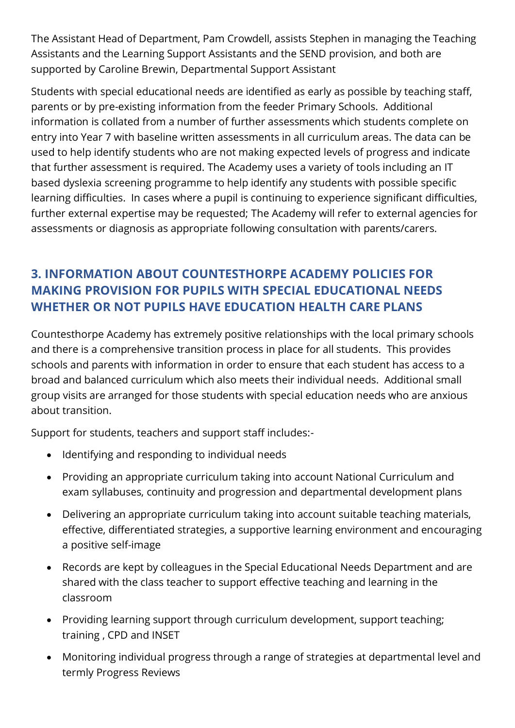The Assistant Head of Department, Pam Crowdell, assists Stephen in managing the Teaching Assistants and the Learning Support Assistants and the SEND provision, and both are supported by Caroline Brewin, Departmental Support Assistant

Students with special educational needs are identified as early as possible by teaching staff, parents or by pre-existing information from the feeder Primary Schools. Additional information is collated from a number of further assessments which students complete on entry into Year 7 with baseline written assessments in all curriculum areas. The data can be used to help identify students who are not making expected levels of progress and indicate that further assessment is required. The Academy uses a variety of tools including an IT based dyslexia screening programme to help identify any students with possible specific learning difficulties. In cases where a pupil is continuing to experience significant difficulties, further external expertise may be requested; The Academy will refer to external agencies for assessments or diagnosis as appropriate following consultation with parents/carers.

## 3. INFORMATION ABOUT COUNTESTHORPE ACADEMY POLICIES FOR MAKING PROVISION FOR PUPILS WITH SPECIAL EDUCATIONAL NEEDS WHETHER OR NOT PUPILS HAVE EDUCATION HEALTH CARE PLANS

Countesthorpe Academy has extremely positive relationships with the local primary schools and there is a comprehensive transition process in place for all students. This provides schools and parents with information in order to ensure that each student has access to a broad and balanced curriculum which also meets their individual needs. Additional small group visits are arranged for those students with special education needs who are anxious about transition.

Support for students, teachers and support staff includes:-

- Identifying and responding to individual needs
- Providing an appropriate curriculum taking into account National Curriculum and exam syllabuses, continuity and progression and departmental development plans
- Delivering an appropriate curriculum taking into account suitable teaching materials, effective, differentiated strategies, a supportive learning environment and encouraging a positive self-image
- Records are kept by colleagues in the Special Educational Needs Department and are shared with the class teacher to support effective teaching and learning in the classroom
- Providing learning support through curriculum development, support teaching; training , CPD and INSET
- Monitoring individual progress through a range of strategies at departmental level and termly Progress Reviews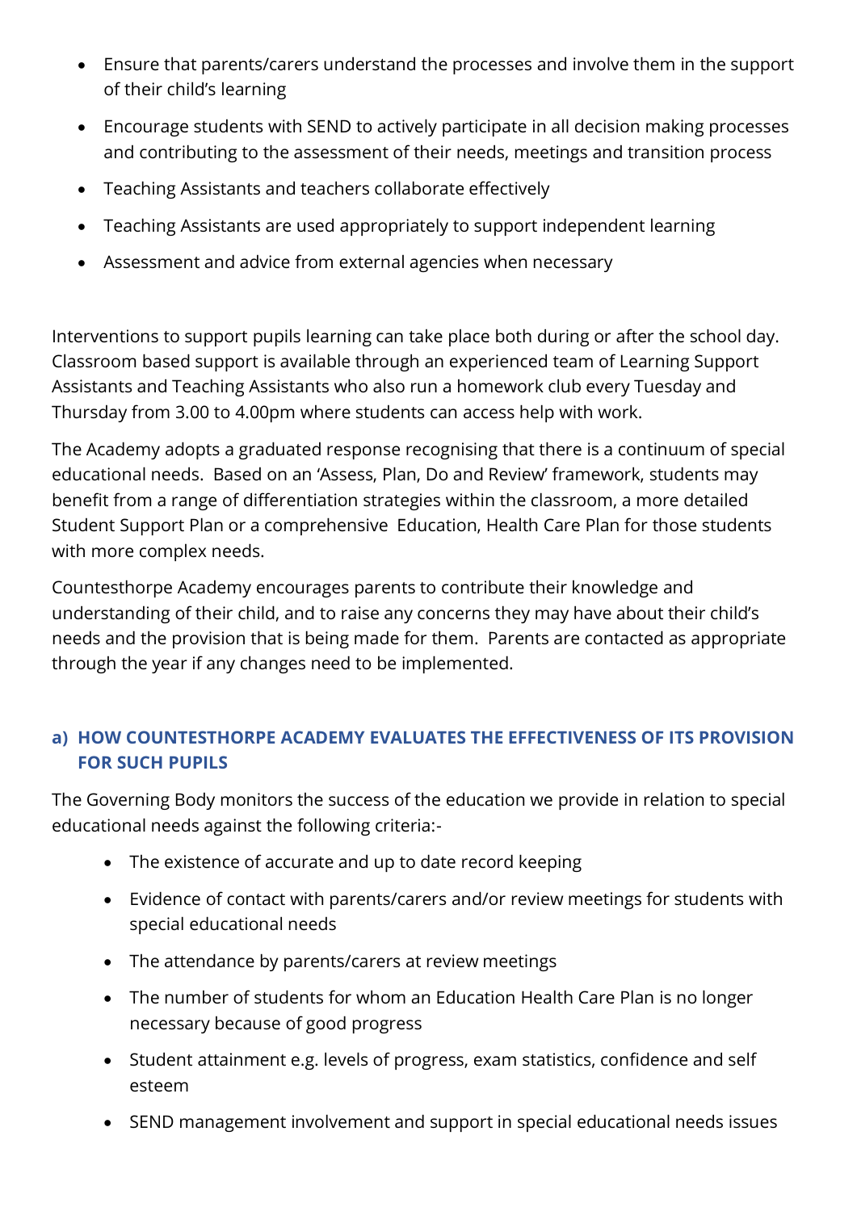- Ensure that parents/carers understand the processes and involve them in the support of their child's learning
- Encourage students with SEND to actively participate in all decision making processes and contributing to the assessment of their needs, meetings and transition process
- Teaching Assistants and teachers collaborate effectively
- Teaching Assistants are used appropriately to support independent learning
- Assessment and advice from external agencies when necessary

Interventions to support pupils learning can take place both during or after the school day. Classroom based support is available through an experienced team of Learning Support Assistants and Teaching Assistants who also run a homework club every Tuesday and Thursday from 3.00 to 4.00pm where students can access help with work.

The Academy adopts a graduated response recognising that there is a continuum of special educational needs. Based on an 'Assess, Plan, Do and Review' framework, students may benefit from a range of differentiation strategies within the classroom, a more detailed Student Support Plan or a comprehensive Education, Health Care Plan for those students with more complex needs.

Countesthorpe Academy encourages parents to contribute their knowledge and understanding of their child, and to raise any concerns they may have about their child's needs and the provision that is being made for them. Parents are contacted as appropriate through the year if any changes need to be implemented.

## a) HOW COUNTESTHORPE ACADEMY EVALUATES THE EFFECTIVENESS OF ITS PROVISION FOR SUCH PUPILS

The Governing Body monitors the success of the education we provide in relation to special educational needs against the following criteria:-

- The existence of accurate and up to date record keeping
- Evidence of contact with parents/carers and/or review meetings for students with special educational needs
- The attendance by parents/carers at review meetings
- The number of students for whom an Education Health Care Plan is no longer necessary because of good progress
- Student attainment e.g. levels of progress, exam statistics, confidence and self esteem
- SEND management involvement and support in special educational needs issues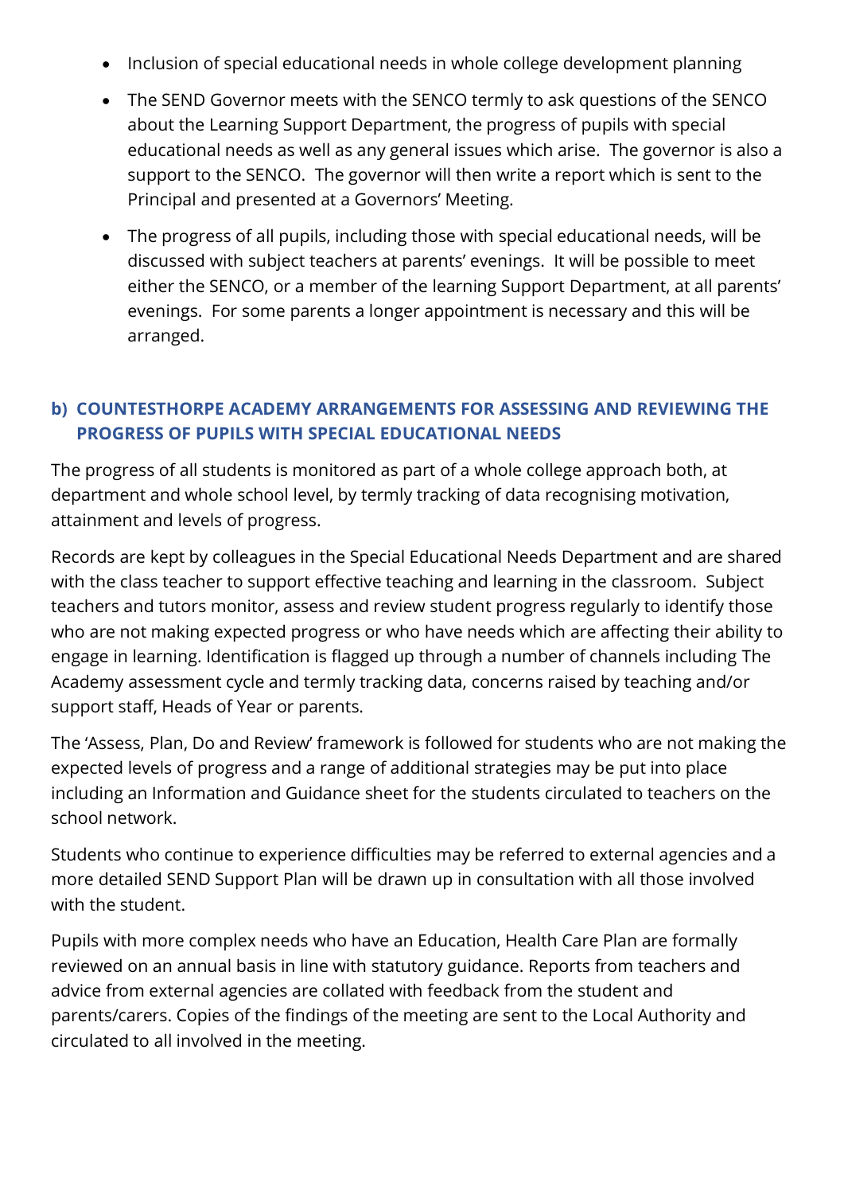- Inclusion of special educational needs in whole college development planning
- The SEND Governor meets with the SENCO termly to ask questions of the SENCO about the Learning Support Department, the progress of pupils with special educational needs as well as any general issues which arise. The governor is also a support to the SENCO. The governor will then write a report which is sent to the Principal and presented at a Governors' Meeting.
- The progress of all pupils, including those with special educational needs, will be discussed with subject teachers at parents' evenings. It will be possible to meet either the SENCO, or a member of the learning Support Department, at all parents' evenings. For some parents a longer appointment is necessary and this will be arranged.

### b) COUNTESTHORPE ACADEMY ARRANGEMENTS FOR ASSESSING AND REVIEWING THE PROGRESS OF PUPILS WITH SPECIAL EDUCATIONAL NEEDS

The progress of all students is monitored as part of a whole college approach both, at department and whole school level, by termly tracking of data recognising motivation, attainment and levels of progress.

Records are kept by colleagues in the Special Educational Needs Department and are shared with the class teacher to support effective teaching and learning in the classroom. Subject teachers and tutors monitor, assess and review student progress regularly to identify those who are not making expected progress or who have needs which are affecting their ability to engage in learning. Identification is flagged up through a number of channels including The Academy assessment cycle and termly tracking data, concerns raised by teaching and/or support staff, Heads of Year or parents.

The 'Assess, Plan, Do and Review' framework is followed for students who are not making the expected levels of progress and a range of additional strategies may be put into place including an Information and Guidance sheet for the students circulated to teachers on the school network.

Students who continue to experience difficulties may be referred to external agencies and a more detailed SEND Support Plan will be drawn up in consultation with all those involved with the student.

Pupils with more complex needs who have an Education, Health Care Plan are formally reviewed on an annual basis in line with statutory guidance. Reports from teachers and advice from external agencies are collated with feedback from the student and parents/carers. Copies of the findings of the meeting are sent to the Local Authority and circulated to all involved in the meeting.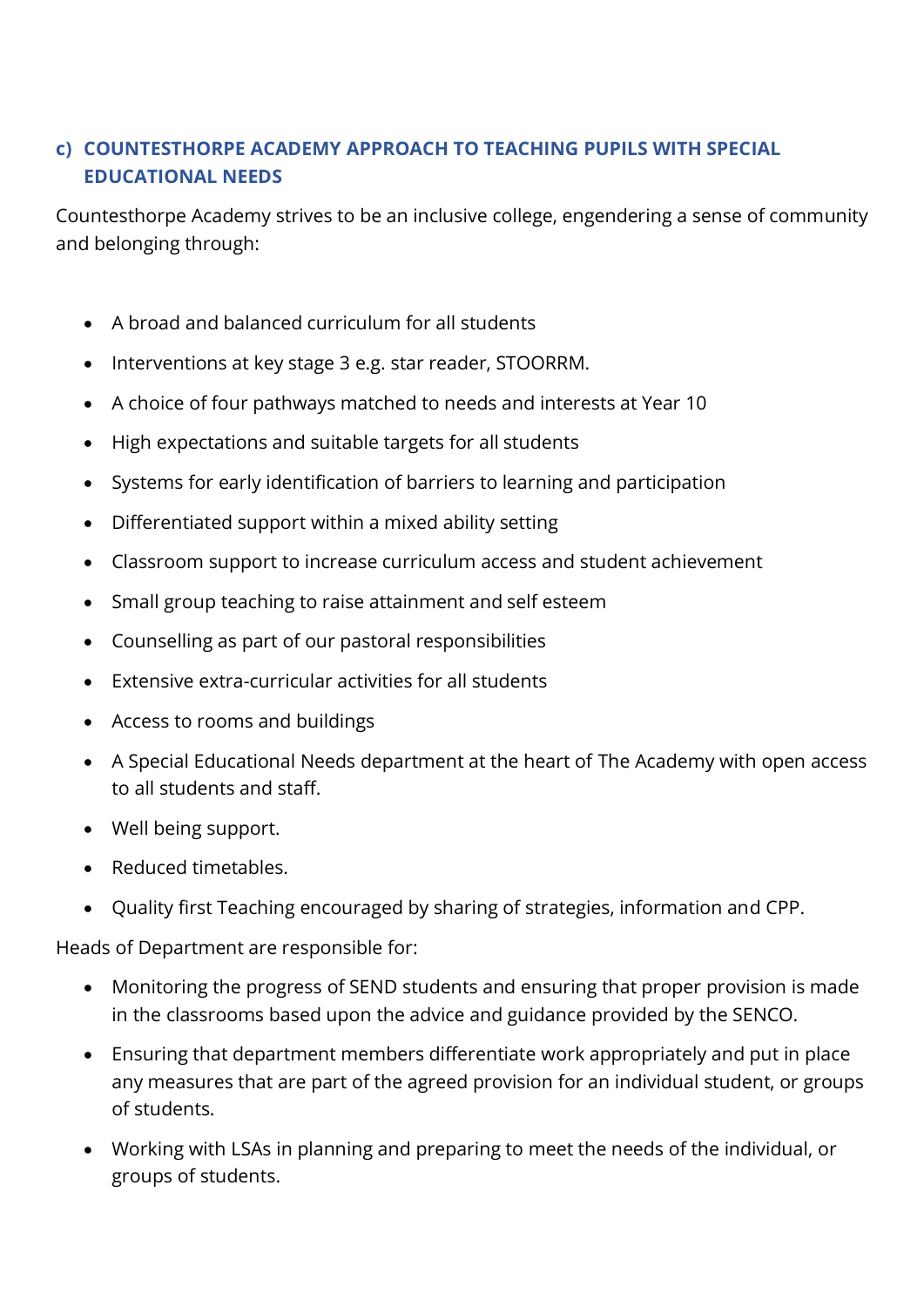## c) COUNTESTHORPE ACADEMY APPROACH TO TEACHING PUPILS WITH SPECIAL EDUCATIONAL NEEDS

Countesthorpe Academy strives to be an inclusive college, engendering a sense of community and belonging through:

- A broad and balanced curriculum for all students
- Interventions at key stage 3 e.g. star reader, STOORRM.
- A choice of four pathways matched to needs and interests at Year 10
- High expectations and suitable targets for all students
- Systems for early identification of barriers to learning and participation
- Differentiated support within a mixed ability setting
- Classroom support to increase curriculum access and student achievement
- Small group teaching to raise attainment and self esteem
- Counselling as part of our pastoral responsibilities
- Extensive extra-curricular activities for all students
- Access to rooms and buildings
- A Special Educational Needs department at the heart of The Academy with open access to all students and staff.
- Well being support.
- Reduced timetables.
- Quality first Teaching encouraged by sharing of strategies, information and CPP.

Heads of Department are responsible for:

- Monitoring the progress of SEND students and ensuring that proper provision is made in the classrooms based upon the advice and guidance provided by the SENCO.
- Ensuring that department members differentiate work appropriately and put in place any measures that are part of the agreed provision for an individual student, or groups of students.
- Working with LSAs in planning and preparing to meet the needs of the individual, or groups of students.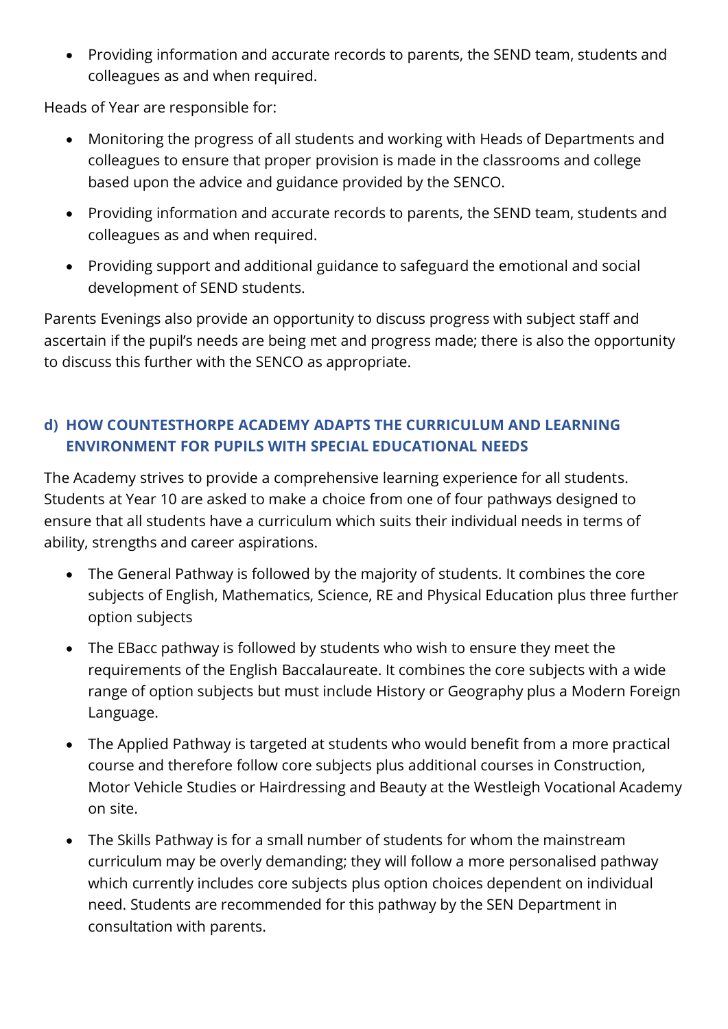- Providing information and accurate records to parents, the SEND team, students and colleagues as and when required.

Heads of Year are responsible for:

- Monitoring the progress of all students and working with Heads of Departments and colleagues to ensure that proper provision is made in the classrooms and college based upon the advice and guidance provided by the SENCO.
- Providing information and accurate records to parents, the SEND team, students and colleagues as and when required.
- Providing support and additional guidance to safeguard the emotional and social development of SEND students.

Parents Evenings also provide an opportunity to discuss progress with subject staff and ascertain if the pupil's needs are being met and progress made; there is also the opportunity to discuss this further with the SENCO as appropriate.

### d) HOW COUNTESTHORPE ACADEMY ADAPTS THE CURRICULUM AND LEARNING ENVIRONMENT FOR PUPILS WITH SPECIAL EDUCATIONAL NEEDS

The Academy strives to provide a comprehensive learning experience for all students. Students at Year 10 are asked to make a choice from one of four pathways designed to ensure that all students have a curriculum which suits their individual needs in terms of ability, strengths and career aspirations.

- The General Pathway is followed by the majority of students. It combines the core subjects of English, Mathematics, Science, RE and Physical Education plus three further option subjects
- The EBacc pathway is followed by students who wish to ensure they meet the requirements of the English Baccalaureate. It combines the core subjects with a wide range of option subjects but must include History or Geography plus a Modern Foreign Language.
- The Applied Pathway is targeted at students who would benefit from a more practical course and therefore follow core subjects plus additional courses in Construction, Motor Vehicle Studies or Hairdressing and Beauty at the Westleigh Vocational Academy on site.
- The Skills Pathway is for a small number of students for whom the mainstream curriculum may be overly demanding; they will follow a more personalised pathway which currently includes core subjects plus option choices dependent on individual need. Students are recommended for this pathway by the SEN Department in consultation with parents.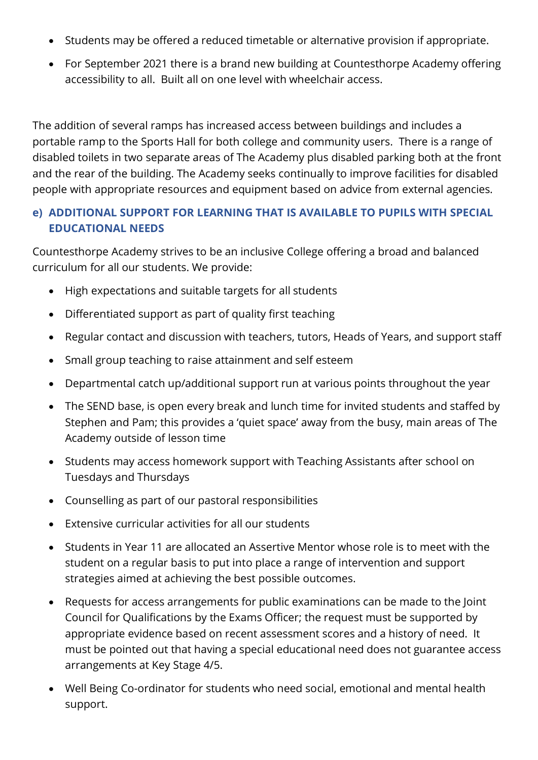- Students may be offered a reduced timetable or alternative provision if appropriate.
- For September 2021 there is a brand new building at Countesthorpe Academy offering accessibility to all. Built all on one level with wheelchair access.

The addition of several ramps has increased access between buildings and includes a portable ramp to the Sports Hall for both college and community users. There is a range of disabled toilets in two separate areas of The Academy plus disabled parking both at the front and the rear of the building. The Academy seeks continually to improve facilities for disabled people with appropriate resources and equipment based on advice from external agencies.

### e) ADDITIONAL SUPPORT FOR LEARNING THAT IS AVAILABLE TO PUPILS WITH SPECIAL EDUCATIONAL NEEDS

Countesthorpe Academy strives to be an inclusive College offering a broad and balanced curriculum for all our students. We provide:

- High expectations and suitable targets for all students
- Differentiated support as part of quality first teaching
- Regular contact and discussion with teachers, tutors, Heads of Years, and support staff
- Small group teaching to raise attainment and self esteem
- Departmental catch up/additional support run at various points throughout the year
- The SEND base, is open every break and lunch time for invited students and staffed by Stephen and Pam; this provides a 'quiet space' away from the busy, main areas of The Academy outside of lesson time
- Students may access homework support with Teaching Assistants after school on Tuesdays and Thursdays
- Counselling as part of our pastoral responsibilities
- Extensive curricular activities for all our students
- Students in Year 11 are allocated an Assertive Mentor whose role is to meet with the student on a regular basis to put into place a range of intervention and support strategies aimed at achieving the best possible outcomes.
- Requests for access arrangements for public examinations can be made to the Joint Council for Qualifications by the Exams Officer; the request must be supported by appropriate evidence based on recent assessment scores and a history of need. It must be pointed out that having a special educational need does not guarantee access arrangements at Key Stage 4/5.
- Well Being Co-ordinator for students who need social, emotional and mental health support.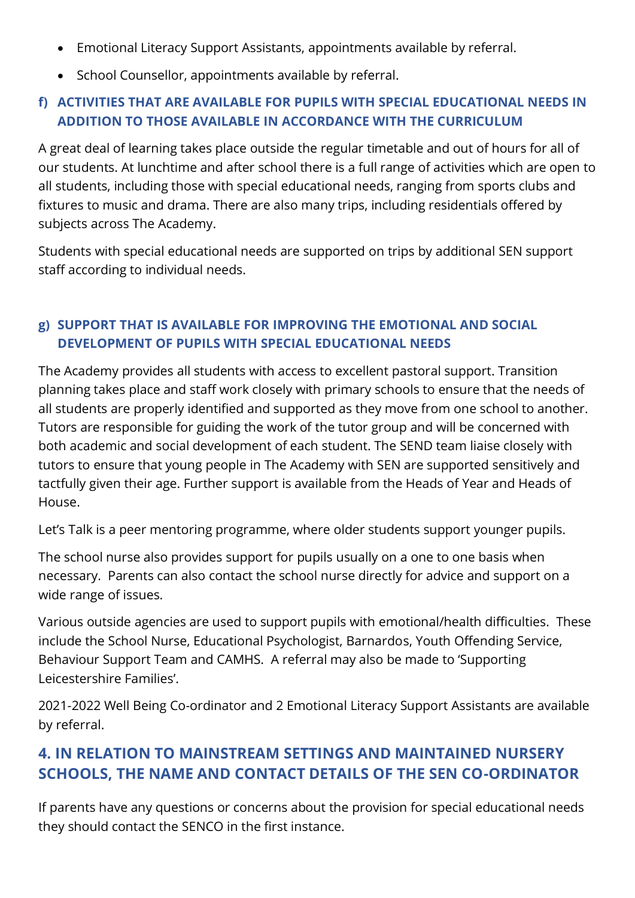- Emotional Literacy Support Assistants, appointments available by referral.
- School Counsellor, appointments available by referral.

### f) ACTIVITIES THAT ARE AVAILABLE FOR PUPILS WITH SPECIAL EDUCATIONAL NEEDS IN ADDITION TO THOSE AVAILABLE IN ACCORDANCE WITH THE CURRICULUM

A great deal of learning takes place outside the regular timetable and out of hours for all of our students. At lunchtime and after school there is a full range of activities which are open to all students, including those with special educational needs, ranging from sports clubs and fixtures to music and drama. There are also many trips, including residentials offered by subjects across The Academy.

Students with special educational needs are supported on trips by additional SEN support staff according to individual needs.

### g) SUPPORT THAT IS AVAILABLE FOR IMPROVING THE EMOTIONAL AND SOCIAL DEVELOPMENT OF PUPILS WITH SPECIAL EDUCATIONAL NEEDS

The Academy provides all students with access to excellent pastoral support. Transition planning takes place and staff work closely with primary schools to ensure that the needs of all students are properly identified and supported as they move from one school to another. Tutors are responsible for guiding the work of the tutor group and will be concerned with both academic and social development of each student. The SEND team liaise closely with tutors to ensure that young people in The Academy with SEN are supported sensitively and tactfully given their age. Further support is available from the Heads of Year and Heads of House.

Let's Talk is a peer mentoring programme, where older students support younger pupils.

The school nurse also provides support for pupils usually on a one to one basis when necessary. Parents can also contact the school nurse directly for advice and support on a wide range of issues.

Various outside agencies are used to support pupils with emotional/health difficulties. These include the School Nurse, Educational Psychologist, Barnardos, Youth Offending Service, Behaviour Support Team and CAMHS. A referral may also be made to 'Supporting Leicestershire Families'.

2021-2022 Well Being Co-ordinator and 2 Emotional Literacy Support Assistants are available by referral.

## 4. IN RELATION TO MAINSTREAM SETTINGS AND MAINTAINED NURSERY SCHOOLS, THE NAME AND CONTACT DETAILS OF THE SEN CO-ORDINATOR

If parents have any questions or concerns about the provision for special educational needs they should contact the SENCO in the first instance.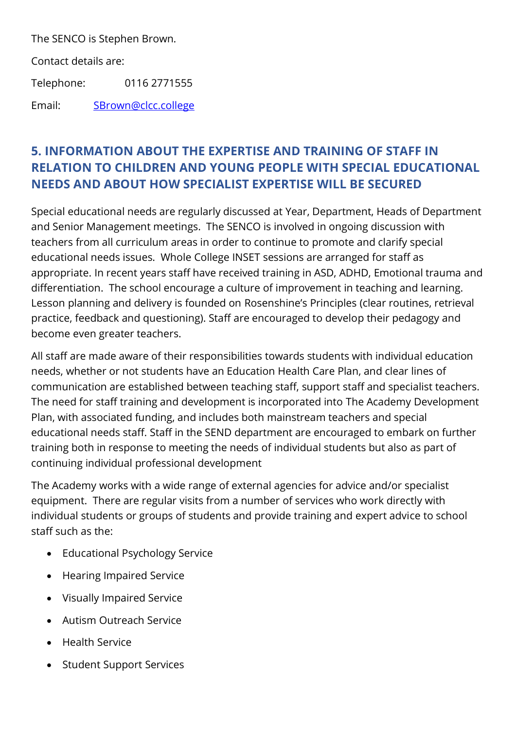The SENCO is Stephen Brown.

Contact details are:

Telephone: 0116 2771555

Email: SBrown@clcc.college

## 5. INFORMATION ABOUT THE EXPERTISE AND TRAINING OF STAFF IN RELATION TO CHILDREN AND YOUNG PEOPLE WITH SPECIAL EDUCATIONAL NEEDS AND ABOUT HOW SPECIALIST EXPERTISE WILL BE SECURED

Special educational needs are regularly discussed at Year, Department, Heads of Department and Senior Management meetings. The SENCO is involved in ongoing discussion with teachers from all curriculum areas in order to continue to promote and clarify special educational needs issues. Whole College INSET sessions are arranged for staff as appropriate. In recent years staff have received training in ASD, ADHD, Emotional trauma and differentiation. The school encourage a culture of improvement in teaching and learning. Lesson planning and delivery is founded on Rosenshine's Principles (clear routines, retrieval practice, feedback and questioning). Staff are encouraged to develop their pedagogy and become even greater teachers.

All staff are made aware of their responsibilities towards students with individual education needs, whether or not students have an Education Health Care Plan, and clear lines of communication are established between teaching staff, support staff and specialist teachers. The need for staff training and development is incorporated into The Academy Development Plan, with associated funding, and includes both mainstream teachers and special educational needs staff. Staff in the SEND department are encouraged to embark on further training both in response to meeting the needs of individual students but also as part of continuing individual professional development

The Academy works with a wide range of external agencies for advice and/or specialist equipment. There are regular visits from a number of services who work directly with individual students or groups of students and provide training and expert advice to school staff such as the:

- Educational Psychology Service
- Hearing Impaired Service
- Visually Impaired Service
- Autism Outreach Service
- Health Service
- Student Support Services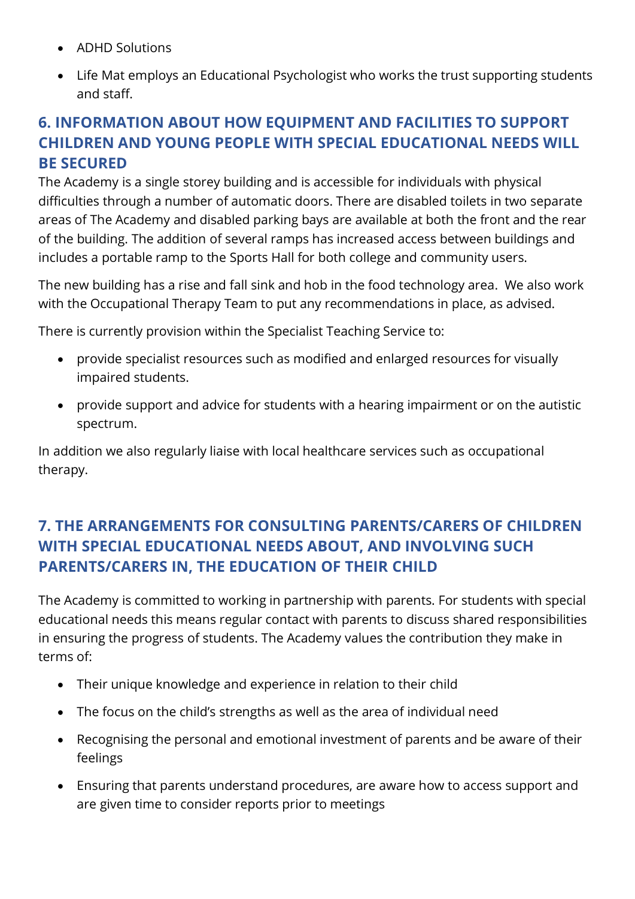- ADHD Solutions
- Life Mat employs an Educational Psychologist who works the trust supporting students and staff.

## 6. INFORMATION ABOUT HOW EQUIPMENT AND FACILITIES TO SUPPORT CHILDREN AND YOUNG PEOPLE WITH SPECIAL EDUCATIONAL NEEDS WILL BE SECURED

The Academy is a single storey building and is accessible for individuals with physical difficulties through a number of automatic doors. There are disabled toilets in two separate areas of The Academy and disabled parking bays are available at both the front and the rear of the building. The addition of several ramps has increased access between buildings and includes a portable ramp to the Sports Hall for both college and community users.

The new building has a rise and fall sink and hob in the food technology area. We also work with the Occupational Therapy Team to put any recommendations in place, as advised.

There is currently provision within the Specialist Teaching Service to:

- provide specialist resources such as modified and enlarged resources for visually impaired students.
- provide support and advice for students with a hearing impairment or on the autistic spectrum.

In addition we also regularly liaise with local healthcare services such as occupational therapy.

## 7. THE ARRANGEMENTS FOR CONSULTING PARENTS/CARERS OF CHILDREN WITH SPECIAL EDUCATIONAL NEEDS ABOUT, AND INVOLVING SUCH PARENTS/CARERS IN, THE EDUCATION OF THEIR CHILD

The Academy is committed to working in partnership with parents. For students with special educational needs this means regular contact with parents to discuss shared responsibilities in ensuring the progress of students. The Academy values the contribution they make in terms of:

- Their unique knowledge and experience in relation to their child
- The focus on the child's strengths as well as the area of individual need
- Recognising the personal and emotional investment of parents and be aware of their feelings
- Ensuring that parents understand procedures, are aware how to access support and are given time to consider reports prior to meetings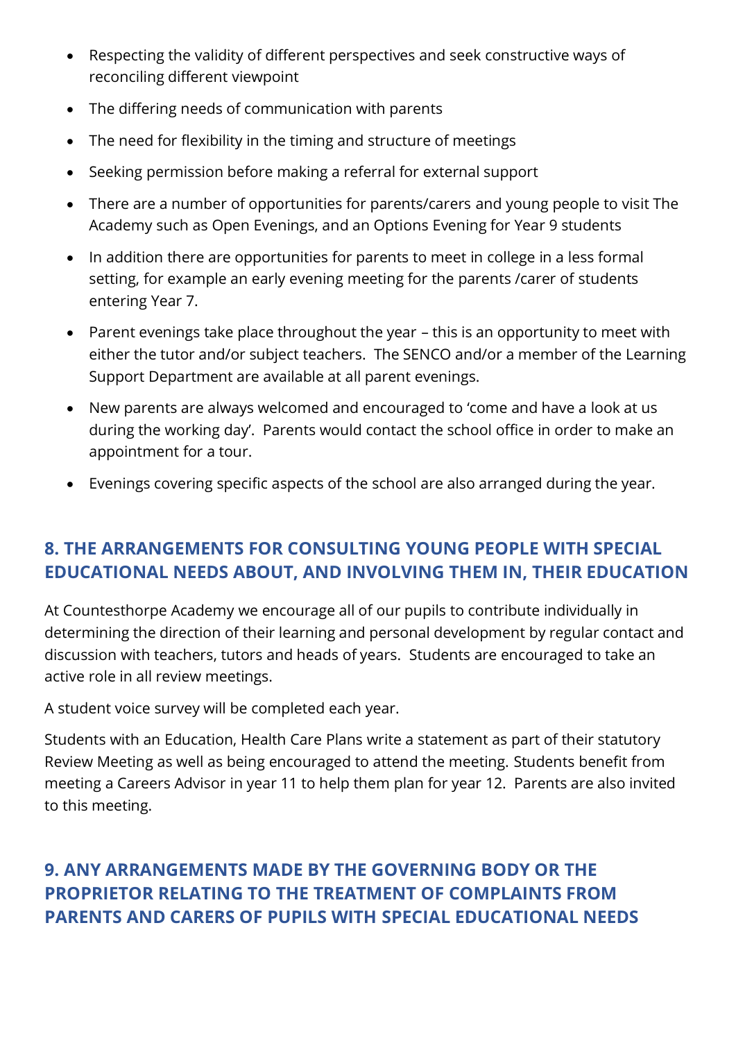- Respecting the validity of different perspectives and seek constructive ways of reconciling different viewpoint
- The differing needs of communication with parents
- The need for flexibility in the timing and structure of meetings
- Seeking permission before making a referral for external support
- There are a number of opportunities for parents/carers and young people to visit The Academy such as Open Evenings, and an Options Evening for Year 9 students
- In addition there are opportunities for parents to meet in college in a less formal setting, for example an early evening meeting for the parents /carer of students entering Year 7.
- Parent evenings take place throughout the year – this is an opportunity to meet with either the tutor and/or subject teachers. The SENCO and/or a member of the Learning Support Department are available at all parent evenings.
- New parents are always welcomed and encouraged to 'come and have a look at us during the working day'. Parents would contact the school office in order to make an appointment for a tour.
- Evenings covering specific aspects of the school are also arranged during the year.

## 8. THE ARRANGEMENTS FOR CONSULTING YOUNG PEOPLE WITH SPECIAL EDUCATIONAL NEEDS ABOUT, AND INVOLVING THEM IN, THEIR EDUCATION

At Countesthorpe Academy we encourage all of our pupils to contribute individually in determining the direction of their learning and personal development by regular contact and discussion with teachers, tutors and heads of years. Students are encouraged to take an active role in all review meetings.

A student voice survey will be completed each year.

Students with an Education, Health Care Plans write a statement as part of their statutory Review Meeting as well as being encouraged to attend the meeting. Students benefit from meeting a Careers Advisor in year 11 to help them plan for year 12. Parents are also invited to this meeting.

## 9. ANY ARRANGEMENTS MADE BY THE GOVERNING BODY OR THE PROPRIETOR RELATING TO THE TREATMENT OF COMPLAINTS FROM PARENTS AND CARERS OF PUPILS WITH SPECIAL EDUCATIONAL NEEDS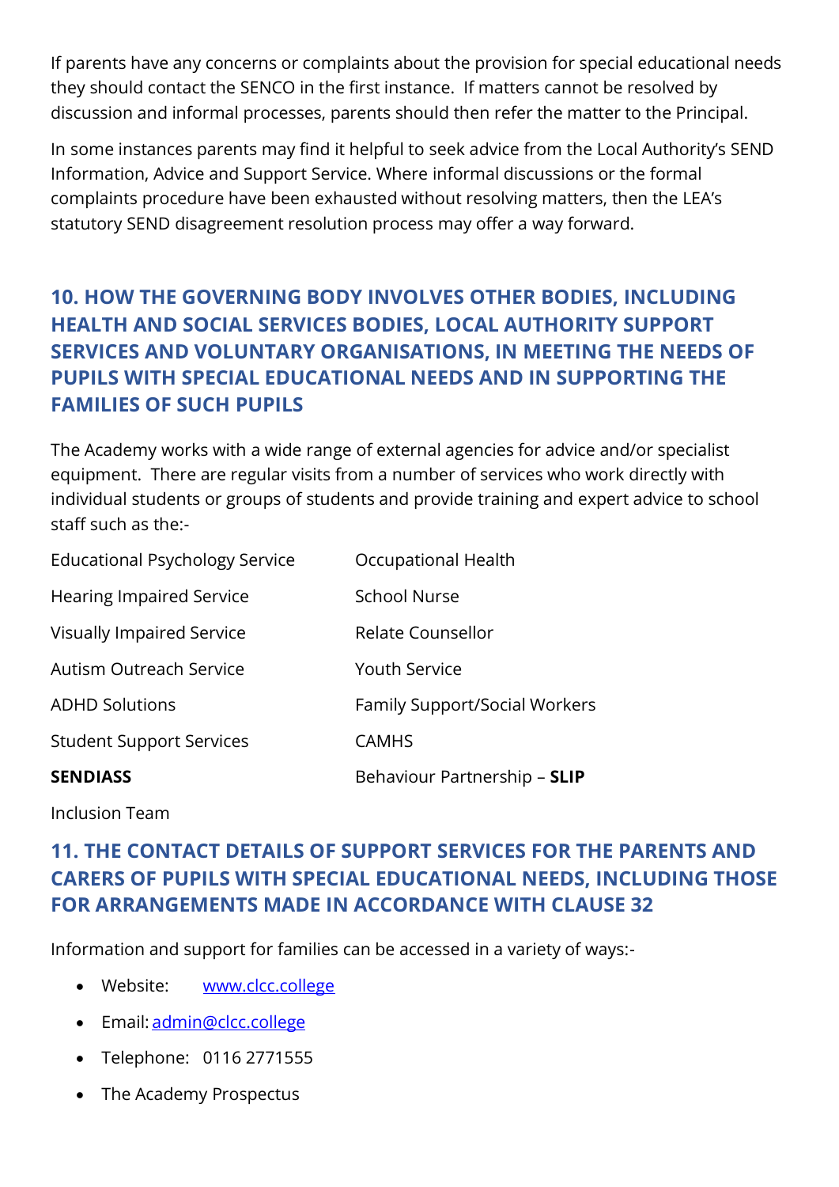If parents have any concerns or complaints about the provision for special educational needs they should contact the SENCO in the first instance. If matters cannot be resolved by discussion and informal processes, parents should then refer the matter to the Principal.

In some instances parents may find it helpful to seek advice from the Local Authority's SEND Information, Advice and Support Service. Where informal discussions or the formal complaints procedure have been exhausted without resolving matters, then the LEA's statutory SEND disagreement resolution process may offer a way forward.

## 10. HOW THE GOVERNING BODY INVOLVES OTHER BODIES, INCLUDING HEALTH AND SOCIAL SERVICES BODIES, LOCAL AUTHORITY SUPPORT SERVICES AND VOLUNTARY ORGANISATIONS, IN MEETING THE NEEDS OF PUPILS WITH SPECIAL EDUCATIONAL NEEDS AND IN SUPPORTING THE FAMILIES OF SUCH PUPILS

The Academy works with a wide range of external agencies for advice and/or specialist equipment. There are regular visits from a number of services who work directly with individual students or groups of students and provide training and expert advice to school staff such as the:-

| | |
|---|---|
| Educational Psychology Service | Occupational Health |
| Hearing Impaired Service | School Nurse |
| Visually Impaired Service | Relate Counsellor |
| Autism Outreach Service | Youth Service |
| ADHD Solutions | Family Support/Social Workers |
| Student Support Services | CAMHS |
| **SENDIASS** | Behaviour Partnership – **SLIP** |
| Inclusion Team | |

## 11. THE CONTACT DETAILS OF SUPPORT SERVICES FOR THE PARENTS AND CARERS OF PUPILS WITH SPECIAL EDUCATIONAL NEEDS, INCLUDING THOSE FOR ARRANGEMENTS MADE IN ACCORDANCE WITH CLAUSE 32

Information and support for families can be accessed in a variety of ways:-

- Website: www.clcc.college
- Email: admin@clcc.college
- Telephone: 0116 2771555
- The Academy Prospectus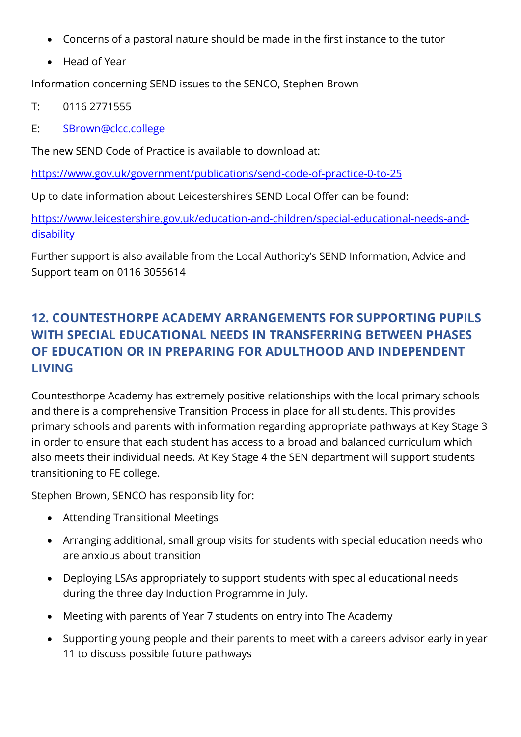- Concerns of a pastoral nature should be made in the first instance to the tutor
- Head of Year

Information concerning SEND issues to the SENCO, Stephen Brown

T: 0116 2771555

E: SBrown@clcc.college

The new SEND Code of Practice is available to download at:

https://www.gov.uk/government/publications/send-code-of-practice-0-to-25

Up to date information about Leicestershire's SEND Local Offer can be found:

https://www.leicestershire.gov.uk/education-and-children/special-educational-needs-and-disability

Further support is also available from the Local Authority's SEND Information, Advice and Support team on 0116 3055614

## 12. COUNTESTHORPE ACADEMY ARRANGEMENTS FOR SUPPORTING PUPILS WITH SPECIAL EDUCATIONAL NEEDS IN TRANSFERRING BETWEEN PHASES OF EDUCATION OR IN PREPARING FOR ADULTHOOD AND INDEPENDENT LIVING

Countesthorpe Academy has extremely positive relationships with the local primary schools and there is a comprehensive Transition Process in place for all students. This provides primary schools and parents with information regarding appropriate pathways at Key Stage 3 in order to ensure that each student has access to a broad and balanced curriculum which also meets their individual needs. At Key Stage 4 the SEN department will support students transitioning to FE college.

Stephen Brown, SENCO has responsibility for:

- Attending Transitional Meetings
- Arranging additional, small group visits for students with special education needs who are anxious about transition
- Deploying LSAs appropriately to support students with special educational needs during the three day Induction Programme in July.
- Meeting with parents of Year 7 students on entry into The Academy
- Supporting young people and their parents to meet with a careers advisor early in year 11 to discuss possible future pathways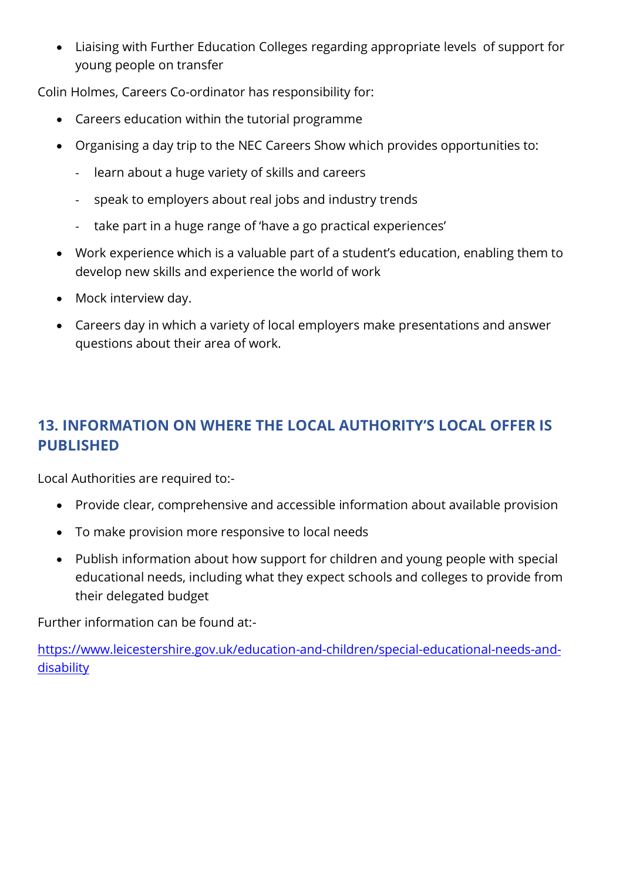- Liaising with Further Education Colleges regarding appropriate levels  of support for young people on transfer

Colin Holmes, Careers Co-ordinator has responsibility for:

- Careers education within the tutorial programme
- Organising a day trip to the NEC Careers Show which provides opportunities to:
  - learn about a huge variety of skills and careers
  - speak to employers about real jobs and industry trends
  - take part in a huge range of 'have a go practical experiences'
- Work experience which is a valuable part of a student's education, enabling them to develop new skills and experience the world of work
- Mock interview day.
- Careers day in which a variety of local employers make presentations and answer questions about their area of work.

## 13. INFORMATION ON WHERE THE LOCAL AUTHORITY'S LOCAL OFFER IS PUBLISHED

Local Authorities are required to:-

- Provide clear, comprehensive and accessible information about available provision
- To make provision more responsive to local needs
- Publish information about how support for children and young people with special educational needs, including what they expect schools and colleges to provide from their delegated budget

Further information can be found at:-

https://www.leicestershire.gov.uk/education-and-children/special-educational-needs-and-disability